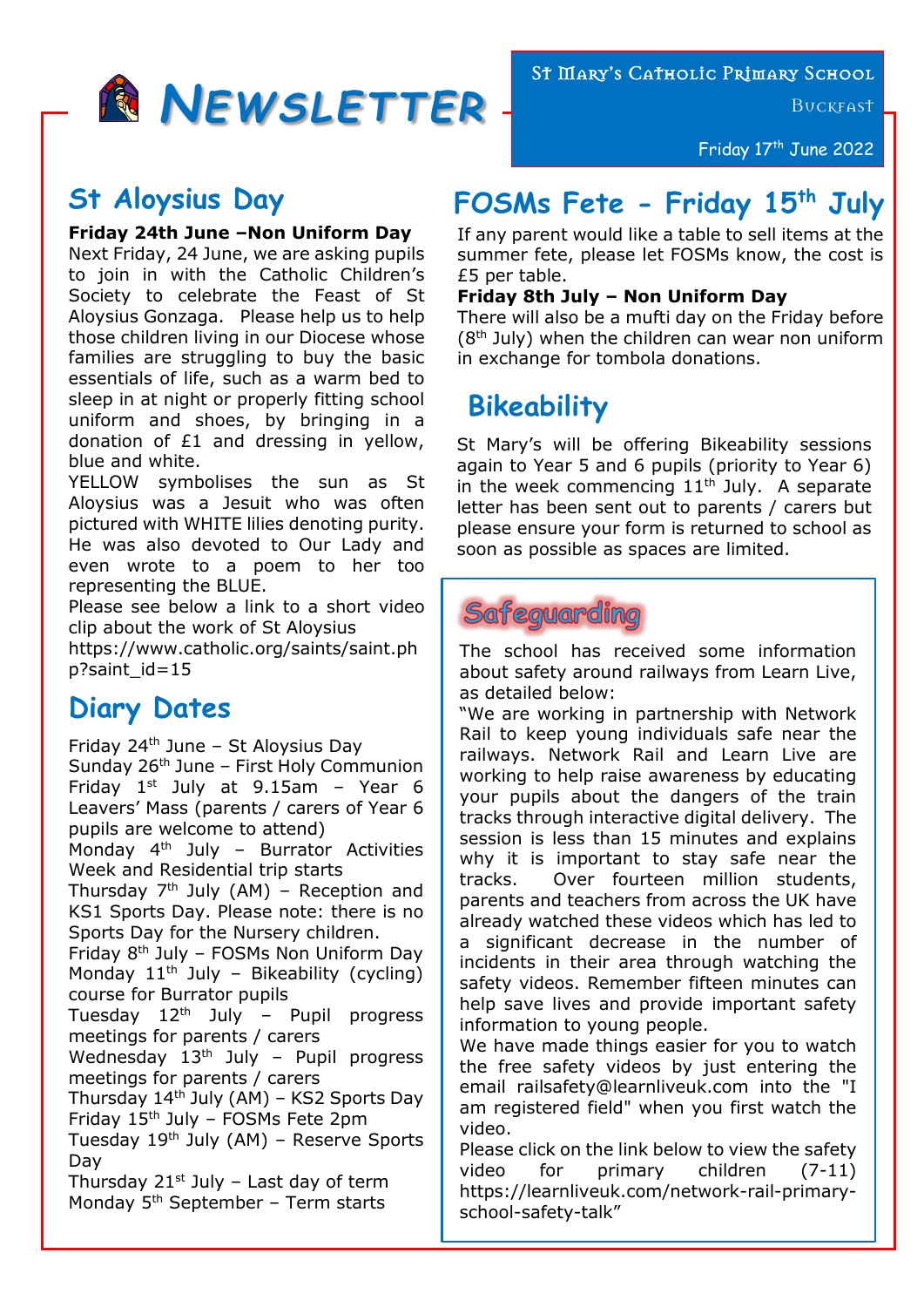# NEWSLETTER

St Mary's Catholic Primary School

Buckfast

Friday 17th June 2022

## St Aloysius Day

**Friday 24th June –Non Uniform Day**

Next Friday, 24 June, we are asking pupils to join in with the Catholic Children's Society to celebrate the Feast of St Aloysius Gonzaga. Please help us to help those children living in our Diocese whose families are struggling to buy the basic essentials of life, such as a warm bed to sleep in at night or properly fitting school uniform and shoes, by bringing in a donation of £1 and dressing in yellow, blue and white.

YELLOW symbolises the sun as St Aloysius was a Jesuit who was often pictured with WHITE lilies denoting purity. He was also devoted to Our Lady and even wrote to a poem to her too representing the BLUE.

Please see below a link to a short video clip about the work of St Aloysius https://www.catholic.org/saints/saint.php?saint_id=15

## Diary Dates

Friday 24th June – St Aloysius Day
Sunday 26th June – First Holy Communion
Friday 1st July at 9.15am – Year 6 Leavers' Mass (parents / carers of Year 6 pupils are welcome to attend)
Monday 4th July – Burrator Activities Week and Residential trip starts
Thursday 7th July (AM) – Reception and KS1 Sports Day. Please note: there is no Sports Day for the Nursery children.
Friday 8th July – FOSMs Non Uniform Day
Monday 11th July – Bikeability (cycling) course for Burrator pupils
Tuesday 12th July – Pupil progress meetings for parents / carers
Wednesday 13th July – Pupil progress meetings for parents / carers
Thursday 14th July (AM) – KS2 Sports Day
Friday 15th July – FOSMs Fete 2pm
Tuesday 19th July (AM) – Reserve Sports Day
Thursday 21st July – Last day of term
Monday 5th September – Term starts

## FOSMs Fete - Friday 15th July

If any parent would like a table to sell items at the summer fete, please let FOSMs know, the cost is £5 per table.

**Friday 8th July – Non Uniform Day**

There will also be a mufti day on the Friday before (8th July) when the children can wear non uniform in exchange for tombola donations.

## Bikeability

St Mary's will be offering Bikeability sessions again to Year 5 and 6 pupils (priority to Year 6) in the week commencing 11th July. A separate letter has been sent out to parents / carers but please ensure your form is returned to school as soon as possible as spaces are limited.

## Safeguarding

The school has received some information about safety around railways from Learn Live, as detailed below:

"We are working in partnership with Network Rail to keep young individuals safe near the railways. Network Rail and Learn Live are working to help raise awareness by educating your pupils about the dangers of the train tracks through interactive digital delivery. The session is less than 15 minutes and explains why it is important to stay safe near the tracks. Over fourteen million students, parents and teachers from across the UK have already watched these videos which has led to a significant decrease in the number of incidents in their area through watching the safety videos. Remember fifteen minutes can help save lives and provide important safety information to young people.

We have made things easier for you to watch the free safety videos by just entering the email railsafety@learnliveuk.com into the "I am registered field" when you first watch the video.

Please click on the link below to view the safety video for primary children (7-11) https://learnliveuk.com/network-rail-primary-school-safety-talk"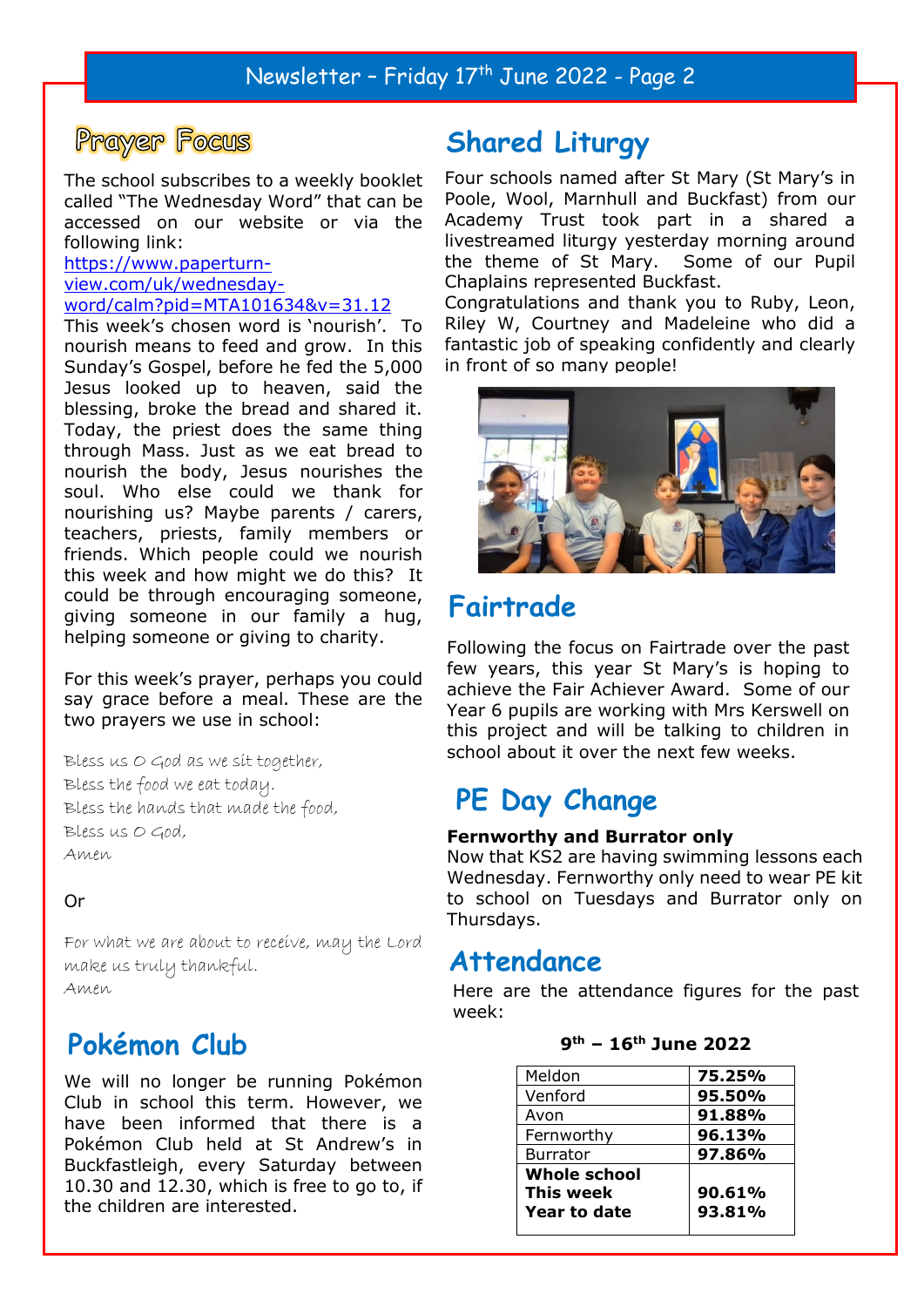## Prayer Focus

The school subscribes to a weekly booklet called "The Wednesday Word" that can be accessed on our website or via the following link:
https://www.paperturn-view.com/uk/wednesday-word/calm?pid=MTA101634&v=31.12

This week's chosen word is 'nourish'. To nourish means to feed and grow. In this Sunday's Gospel, before he fed the 5,000 Jesus looked up to heaven, said the blessing, broke the bread and shared it. Today, the priest does the same thing through Mass. Just as we eat bread to nourish the body, Jesus nourishes the soul. Who else could we thank for nourishing us? Maybe parents / carers, teachers, priests, family members or friends. Which people could we nourish this week and how might we do this? It could be through encouraging someone, giving someone in our family a hug, helping someone or giving to charity.

For this week's prayer, perhaps you could say grace before a meal. These are the two prayers we use in school:

*Bless us O God as we sit together,*
*Bless the food we eat today.*
*Bless the hands that made the food,*
*Bless us O God,*
*Amen*

Or

*For what we are about to receive, may the Lord make us truly thankful.*
*Amen*

## Pokémon Club

We will no longer be running Pokémon Club in school this term. However, we have been informed that there is a Pokémon Club held at St Andrew's in Buckfastleigh, every Saturday between 10.30 and 12.30, which is free to go to, if the children are interested.

## Shared Liturgy

Four schools named after St Mary (St Mary's in Poole, Wool, Marnhull and Buckfast) from our Academy Trust took part in a shared a livestreamed liturgy yesterday morning around the theme of St Mary. Some of our Pupil Chaplains represented Buckfast.
Congratulations and thank you to Ruby, Leon, Riley W, Courtney and Madeleine who did a fantastic job of speaking confidently and clearly in front of so many people!

## Fairtrade

Following the focus on Fairtrade over the past few years, this year St Mary's is hoping to achieve the Fair Achiever Award. Some of our Year 6 pupils are working with Mrs Kerswell on this project and will be talking to children in school about it over the next few weeks.

## PE Day Change

**Fernworthy and Burrator only**
Now that KS2 are having swimming lessons each Wednesday. Fernworthy only need to wear PE kit to school on Tuesdays and Burrator only on Thursdays.

## Attendance

Here are the attendance figures for the past week:

**9th – 16th June 2022**

| | |
|---|---|
| Meldon | **75.25%** |
| Venford | **95.50%** |
| Avon | **91.88%** |
| Fernworthy | **96.13%** |
| Burrator | **97.86%** |
| **Whole school** | |
| **This week** | **90.61%** |
| **Year to date** | **93.81%** |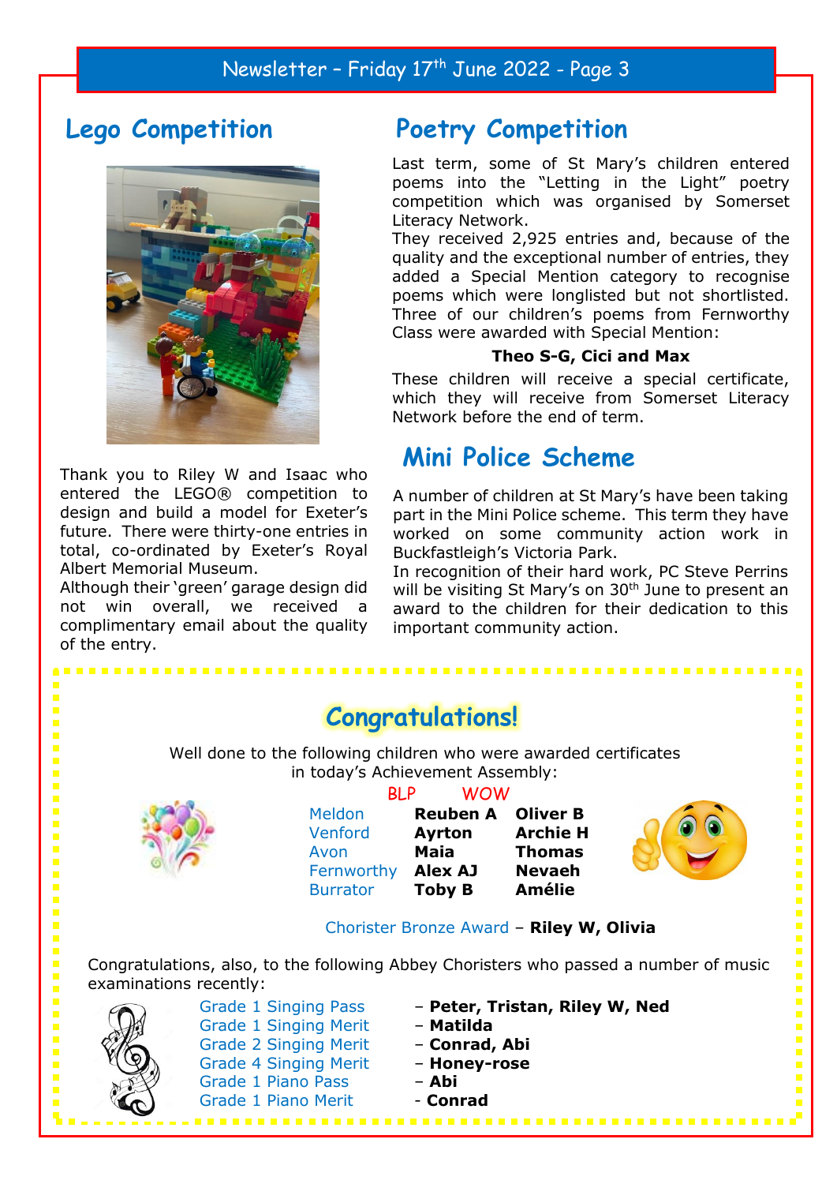## Lego Competition

Thank you to Riley W and Isaac who entered the LEGO® competition to design and build a model for Exeter's future. There were thirty-one entries in total, co-ordinated by Exeter's Royal Albert Memorial Museum.

Although their 'green' garage design did not win overall, we received a complimentary email about the quality of the entry.

## Poetry Competition

Last term, some of St Mary's children entered poems into the "Letting in the Light" poetry competition which was organised by Somerset Literacy Network.

They received 2,925 entries and, because of the quality and the exceptional number of entries, they added a Special Mention category to recognise poems which were longlisted but not shortlisted. Three of our children's poems from Fernworthy Class were awarded with Special Mention:

**Theo S-G, Cici and Max**

These children will receive a special certificate, which they will receive from Somerset Literacy Network before the end of term.

## Mini Police Scheme

A number of children at St Mary's have been taking part in the Mini Police scheme. This term they have worked on some community action work in Buckfastleigh's Victoria Park.

In recognition of their hard work, PC Steve Perrins will be visiting St Mary's on 30th June to present an award to the children for their dedication to this important community action.

## Congratulations!

Well done to the following children who were awarded certificates in today's Achievement Assembly:

| | BLP | WOW |
|---|---|---|
| Meldon | **Reuben A** | **Oliver B** |
| Venford | **Ayrton** | **Archie H** |
| Avon | **Maia** | **Thomas** |
| Fernworthy | **Alex AJ** | **Nevaeh** |
| Burrator | **Toby B** | **Amélie** |

Chorister Bronze Award – **Riley W, Olivia**

Congratulations, also, to the following Abbey Choristers who passed a number of music examinations recently:

- Grade 1 Singing Pass – **Peter, Tristan, Riley W, Ned**
- Grade 1 Singing Merit – **Matilda**
- Grade 2 Singing Merit – **Conrad, Abi**
- Grade 4 Singing Merit – **Honey-rose**
- Grade 1 Piano Pass – **Abi**
- Grade 1 Piano Merit - **Conrad**